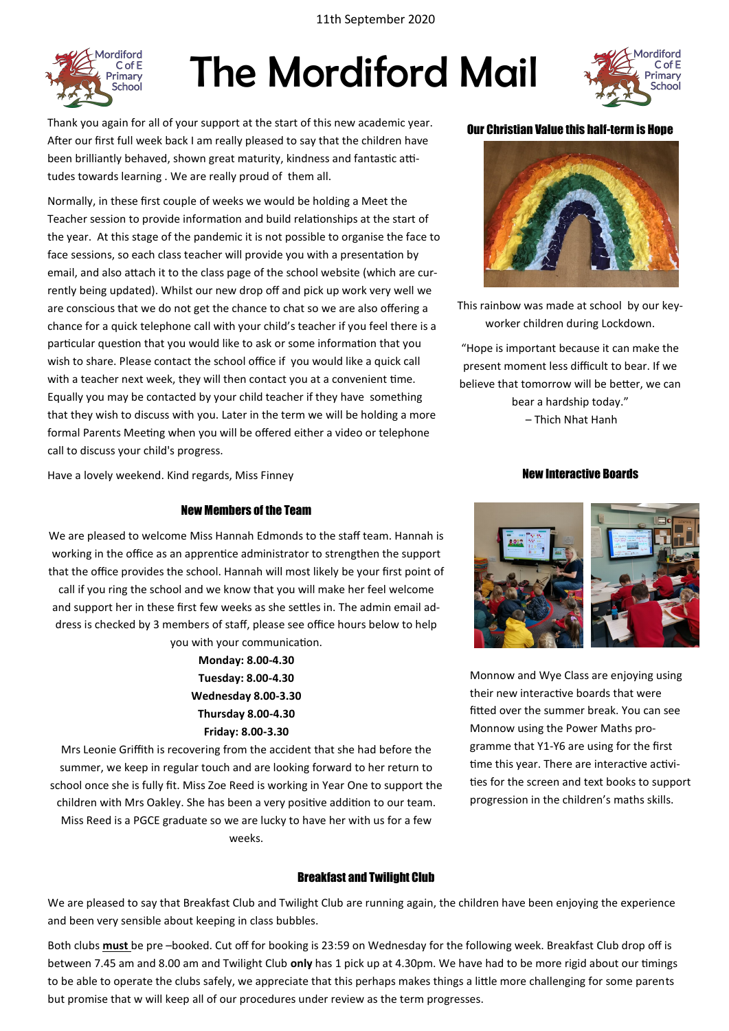11th September 2020

# The Mordiford Mail

Thank you again for all of your support at the start of this new academic year. After our first full week back I am really pleased to say that the children have been brilliantly behaved, shown great maturity, kindness and fantastic attitudes towards learning . We are really proud of them all.

Normally, in these first couple of weeks we would be holding a Meet the Teacher session to provide information and build relationships at the start of the year. At this stage of the pandemic it is not possible to organise the face to face sessions, so each class teacher will provide you with a presentation by email, and also attach it to the class page of the school website (which are currently being updated). Whilst our new drop off and pick up work very well we are conscious that we do not get the chance to chat so we are also offering a chance for a quick telephone call with your child's teacher if you feel there is a particular question that you would like to ask or some information that you wish to share. Please contact the school office if you would like a quick call with a teacher next week, they will then contact you at a convenient time. Equally you may be contacted by your child teacher if they have something that they wish to discuss with you. Later in the term we will be holding a more formal Parents Meeting when you will be offered either a video or telephone call to discuss your child's progress.

Have a lovely weekend. Kind regards, Miss Finney

## New Members of the Team

We are pleased to welcome Miss Hannah Edmonds to the staff team. Hannah is working in the office as an apprentice administrator to strengthen the support that the office provides the school. Hannah will most likely be your first point of call if you ring the school and we know that you will make her feel welcome and support her in these first few weeks as she settles in. The admin email address is checked by 3 members of staff, please see office hours below to help you with your communication.

**Monday: 8.00-4.30**
**Tuesday: 8.00-4.30**
**Wednesday 8.00-3.30**
**Thursday 8.00-4.30**
**Friday: 8.00-3.30**

Mrs Leonie Griffith is recovering from the accident that she had before the summer, we keep in regular touch and are looking forward to her return to school once she is fully fit. Miss Zoe Reed is working in Year One to support the children with Mrs Oakley. She has been a very positive addition to our team. Miss Reed is a PGCE graduate so we are lucky to have her with us for a few weeks.

## Our Christian Value this half-term is Hope

This rainbow was made at school by our key-worker children during Lockdown.

"Hope is important because it can make the present moment less difficult to bear. If we believe that tomorrow will be better, we can bear a hardship today."
– Thich Nhat Hanh

## New Interactive Boards

Monnow and Wye Class are enjoying using their new interactive boards that were fitted over the summer break. You can see Monnow using the Power Maths programme that Y1-Y6 are using for the first time this year. There are interactive activities for the screen and text books to support progression in the children's maths skills.

## Breakfast and Twilight Club

We are pleased to say that Breakfast Club and Twilight Club are running again, the children have been enjoying the experience and been very sensible about keeping in class bubbles.

Both clubs **must** be pre –booked. Cut off for booking is 23:59 on Wednesday for the following week. Breakfast Club drop off is between 7.45 am and 8.00 am and Twilight Club **only** has 1 pick up at 4.30pm. We have had to be more rigid about our timings to be able to operate the clubs safely, we appreciate that this perhaps makes things a little more challenging for some parents but promise that w will keep all of our procedures under review as the term progresses.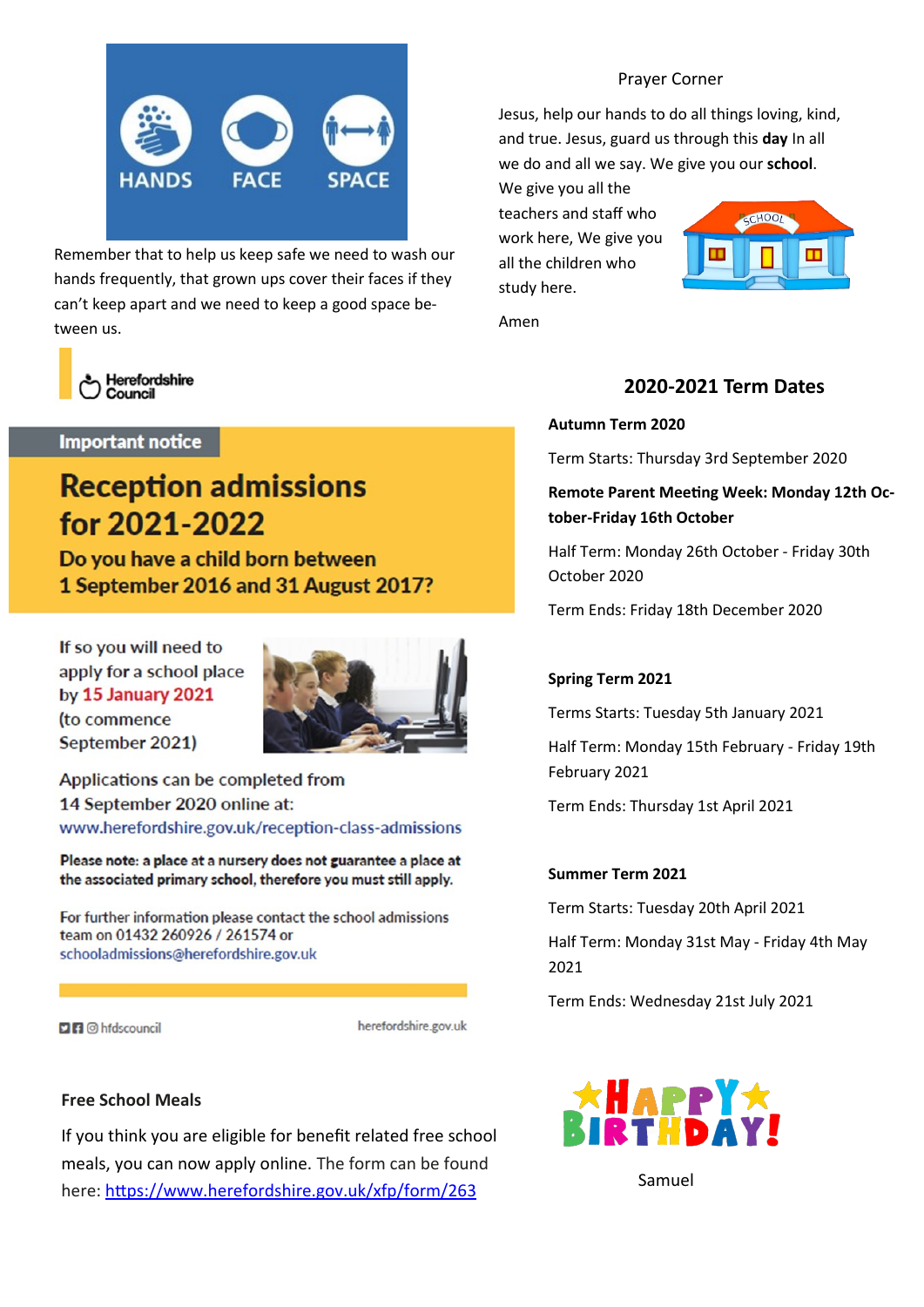HANDS FACE SPACE

Remember that to help us keep safe we need to wash our hands frequently, that grown ups cover their faces if they can't keep apart and we need to keep a good space between us.

Herefordshire Council

**Important notice**

## Reception admissions for 2021-2022

### Do you have a child born between 1 September 2016 and 31 August 2017?

If so you will need to apply for a school place by **15 January 2021** (to commence September 2021)

Applications can be completed from 14 September 2020 online at: www.herefordshire.gov.uk/reception-class-admissions

**Please note: a place at a nursery does not guarantee a place at the associated primary school, therefore you must still apply.**

For further information please contact the school admissions team on 01432 260926 / 261574 or schooladmissions@herefordshire.gov.uk

hfdscouncil

herefordshire.gov.uk

### Free School Meals

If you think you are eligible for benefit related free school meals, you can now apply online. The form can be found here: https://www.herefordshire.gov.uk/xfp/form/263

Prayer Corner

Jesus, help our hands to do all things loving, kind, and true. Jesus, guard us through this **day** In all we do and all we say. We give you our **school**. We give you all the teachers and staff who work here, We give you all the children who study here.

Amen

## 2020-2021 Term Dates

**Autumn Term 2020**

Term Starts: Thursday 3rd September 2020

**Remote Parent Meeting Week: Monday 12th October-Friday 16th October**

Half Term: Monday 26th October - Friday 30th October 2020

Term Ends: Friday 18th December 2020

**Spring Term 2021**

Terms Starts: Tuesday 5th January 2021

Half Term: Monday 15th February - Friday 19th February 2021

Term Ends: Thursday 1st April 2021

**Summer Term 2021**

Term Starts: Tuesday 20th April 2021

Half Term: Monday 31st May - Friday 4th May 2021

Term Ends: Wednesday 21st July 2021

HAPPY BIRTHDAY!

Samuel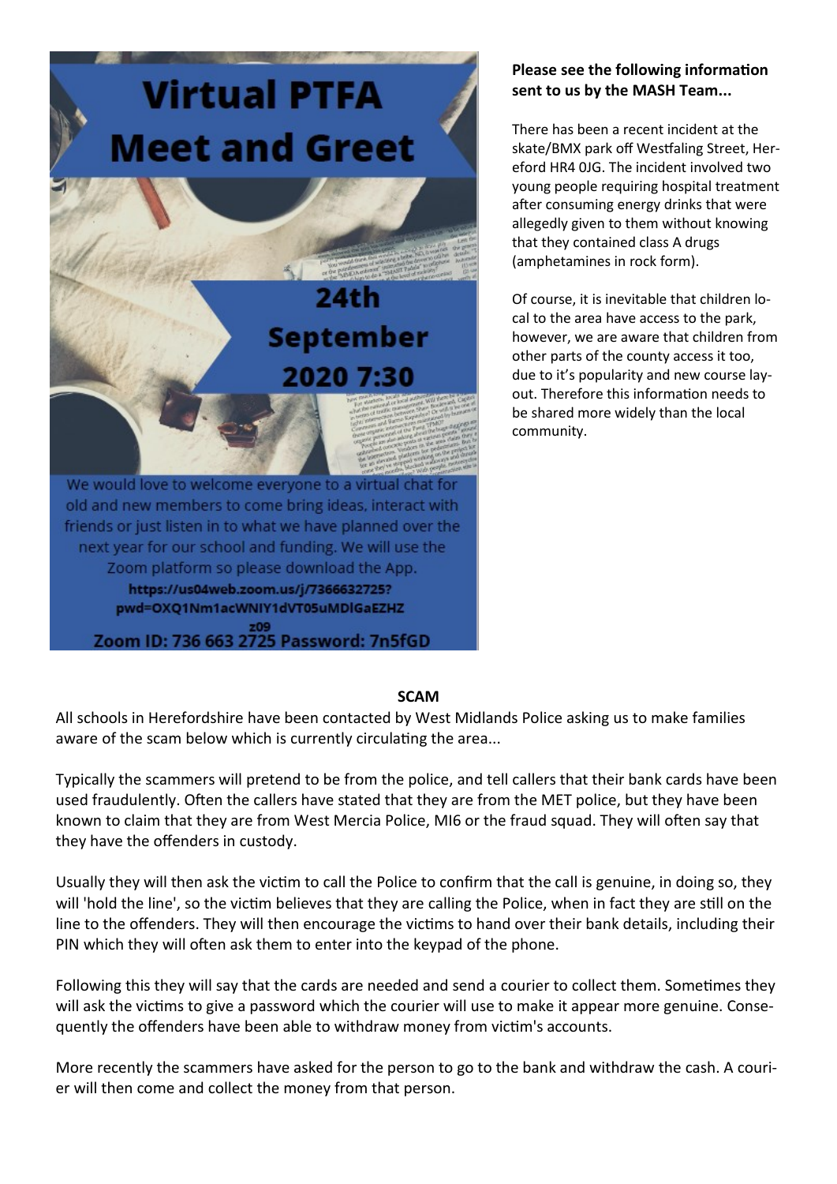# Virtual PTFA Meet and Greet

## 24th September 2020 7:30

We would love to welcome everyone to a virtual chat for old and new members to come bring ideas, interact with friends or just listen in to what we have planned over the next year for our school and funding. We will use the Zoom platform so please download the App.

**https://us04web.zoom.us/j/7366632725?pwd=OXQ1Nm1acWNIY1dVT05uMDlGaEZHz09**

**Zoom ID: 736 663 2725 Password: 7n5fGD**

**Please see the following information sent to us by the MASH Team...**

There has been a recent incident at the skate/BMX park off Westfaling Street, Hereford HR4 0JG. The incident involved two young people requiring hospital treatment after consuming energy drinks that were allegedly given to them without knowing that they contained class A drugs (amphetamines in rock form).

Of course, it is inevitable that children local to the area have access to the park, however, we are aware that children from other parts of the county access it too, due to it's popularity and new course layout. Therefore this information needs to be shared more widely than the local community.

**SCAM**

All schools in Herefordshire have been contacted by West Midlands Police asking us to make families aware of the scam below which is currently circulating the area...

Typically the scammers will pretend to be from the police, and tell callers that their bank cards have been used fraudulently. Often the callers have stated that they are from the MET police, but they have been known to claim that they are from West Mercia Police, MI6 or the fraud squad. They will often say that they have the offenders in custody.

Usually they will then ask the victim to call the Police to confirm that the call is genuine, in doing so, they will 'hold the line', so the victim believes that they are calling the Police, when in fact they are still on the line to the offenders. They will then encourage the victims to hand over their bank details, including their PIN which they will often ask them to enter into the keypad of the phone.

Following this they will say that the cards are needed and send a courier to collect them. Sometimes they will ask the victims to give a password which the courier will use to make it appear more genuine. Consequently the offenders have been able to withdraw money from victim's accounts.

More recently the scammers have asked for the person to go to the bank and withdraw the cash. A courier will then come and collect the money from that person.